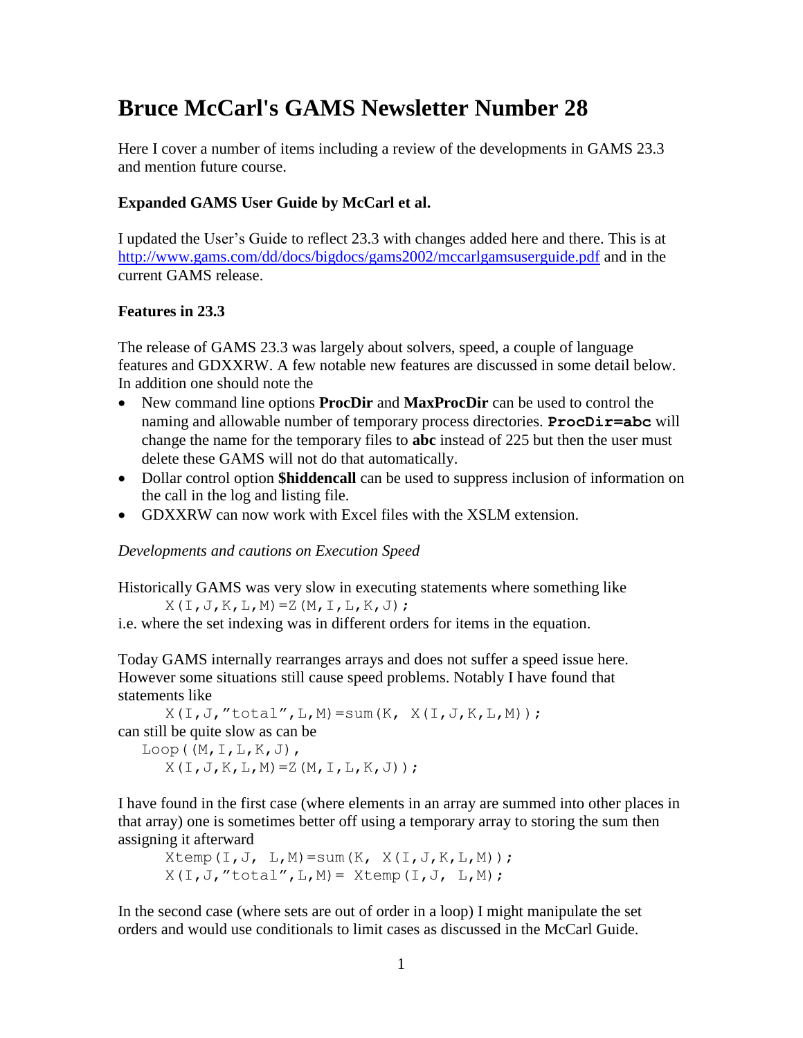# Bruce McCarl's GAMS Newsletter Number 28

Here I cover a number of items including a review of the developments in GAMS 23.3 and mention future course.

### Expanded GAMS User Guide by McCarl et al.

I updated the User's Guide to reflect 23.3 with changes added here and there. This is at http://www.gams.com/dd/docs/bigdocs/gams2002/mccarlgamsuserguide.pdf and in the current GAMS release.

### Features in 23.3

The release of GAMS 23.3 was largely about solvers, speed, a couple of language features and GDXXRW. A few notable new features are discussed in some detail below. In addition one should note the

- New command line options **ProcDir** and **MaxProcDir** can be used to control the naming and allowable number of temporary process directories. **`ProcDir=abc`** will change the name for the temporary files to **abc** instead of 225 but then the user must delete these GAMS will not do that automatically.
- Dollar control option **$hiddencall** can be used to suppress inclusion of information on the call in the log and listing file.
- GDXXRW can now work with Excel files with the XSLM extension.

*Developments and cautions on Execution Speed*

Historically GAMS was very slow in executing statements where something like

```
X(I,J,K,L,M)=Z(M,I,L,K,J);
```

i.e. where the set indexing was in different orders for items in the equation.

Today GAMS internally rearranges arrays and does not suffer a speed issue here. However some situations still cause speed problems. Notably I have found that statements like

```
X(I,J,"total",L,M)=sum(K, X(I,J,K,L,M));
```

can still be quite slow as can be

```
Loop((M,I,L,K,J),
   X(I,J,K,L,M)=Z(M,I,L,K,J));
```

I have found in the first case (where elements in an array are summed into other places in that array) one is sometimes better off using a temporary array to storing the sum then assigning it afterward

```
Xtemp(I,J, L,M)=sum(K, X(I,J,K,L,M));
X(I,J,"total",L,M)= Xtemp(I,J, L,M);
```

In the second case (where sets are out of order in a loop) I might manipulate the set orders and would use conditionals to limit cases as discussed in the McCarl Guide.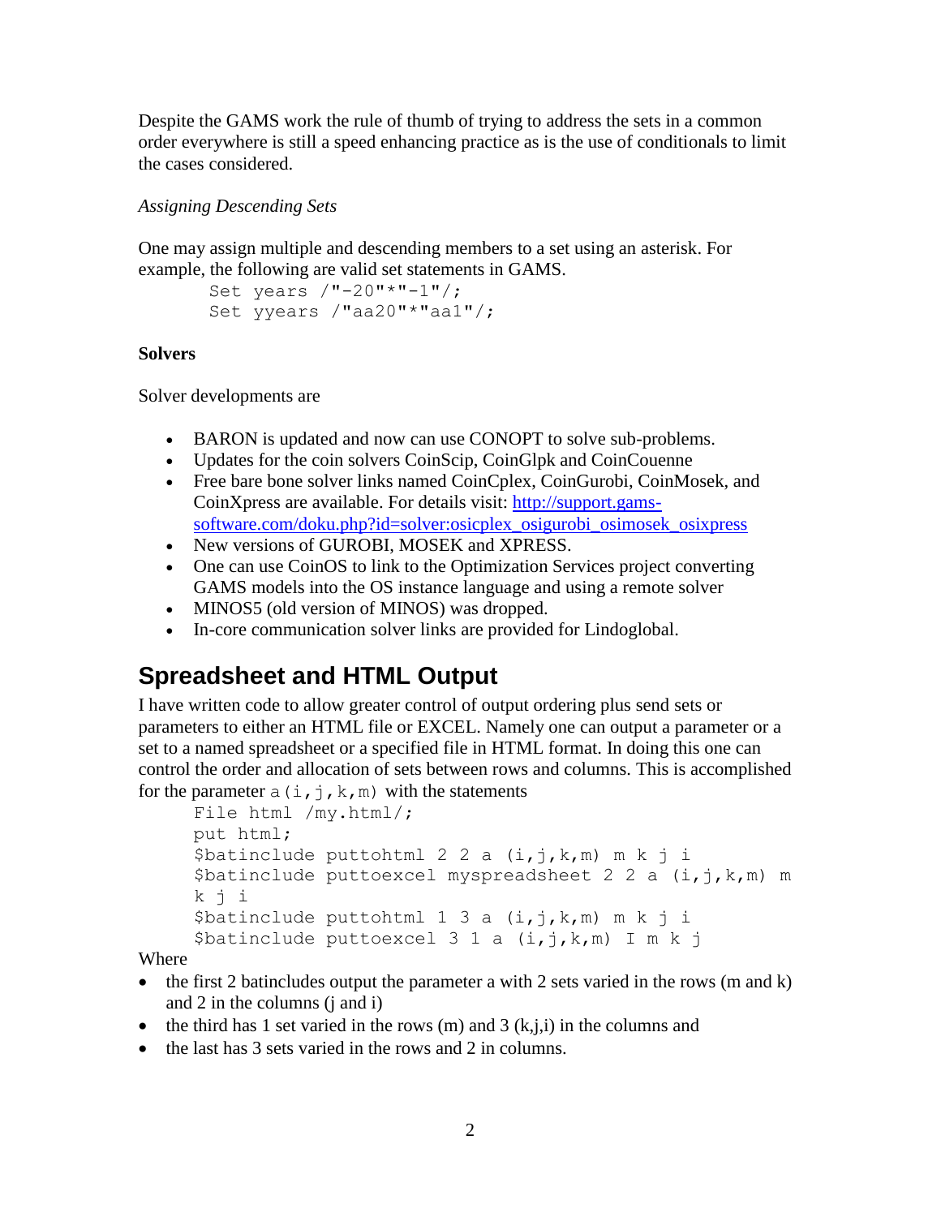Despite the GAMS work the rule of thumb of trying to address the sets in a common order everywhere is still a speed enhancing practice as is the use of conditionals to limit the cases considered.

*Assigning Descending Sets*

One may assign multiple and descending members to a set using an asterisk. For example, the following are valid set statements in GAMS.

```
Set years /"-20"*"-1"/;
Set yyears /"aa20"*"aa1"/;
```

**Solvers**

Solver developments are

- BARON is updated and now can use CONOPT to solve sub-problems.
- Updates for the coin solvers CoinScip, CoinGlpk and CoinCouenne
- Free bare bone solver links named CoinCplex, CoinGurobi, CoinMosek, and CoinXpress are available. For details visit: [http://support.gams-software.com/doku.php?id=solver:osicplex_osigurobi_osimosek_osixpress](http://support.gams-software.com/doku.php?id=solver:osicplex_osigurobi_osimosek_osixpress)
- New versions of GUROBI, MOSEK and XPRESS.
- One can use CoinOS to link to the Optimization Services project converting GAMS models into the OS instance language and using a remote solver
- MINOS5 (old version of MINOS) was dropped.
- In-core communication solver links are provided for Lindoglobal.

## Spreadsheet and HTML Output

I have written code to allow greater control of output ordering plus send sets or parameters to either an HTML file or EXCEL. Namely one can output a parameter or a set to a named spreadsheet or a specified file in HTML format. In doing this one can control the order and allocation of sets between rows and columns. This is accomplished for the parameter `a(i,j,k,m)` with the statements

```
File html /my.html/;
put html;
$batinclude puttohtml 2 2 a (i,j,k,m) m k j i
$batinclude puttoexcel myspreadsheet 2 2 a (i,j,k,m) m
k j i
$batinclude puttohtml 1 3 a (i,j,k,m) m k j i
$batinclude puttoexcel 3 1 a (i,j,k,m) I m k j
```

Where

- the first 2 batincludes output the parameter a with 2 sets varied in the rows (m and k) and 2 in the columns (j and i)
- the third has 1 set varied in the rows (m) and 3 (k,j,i) in the columns and
- the last has 3 sets varied in the rows and 2 in columns.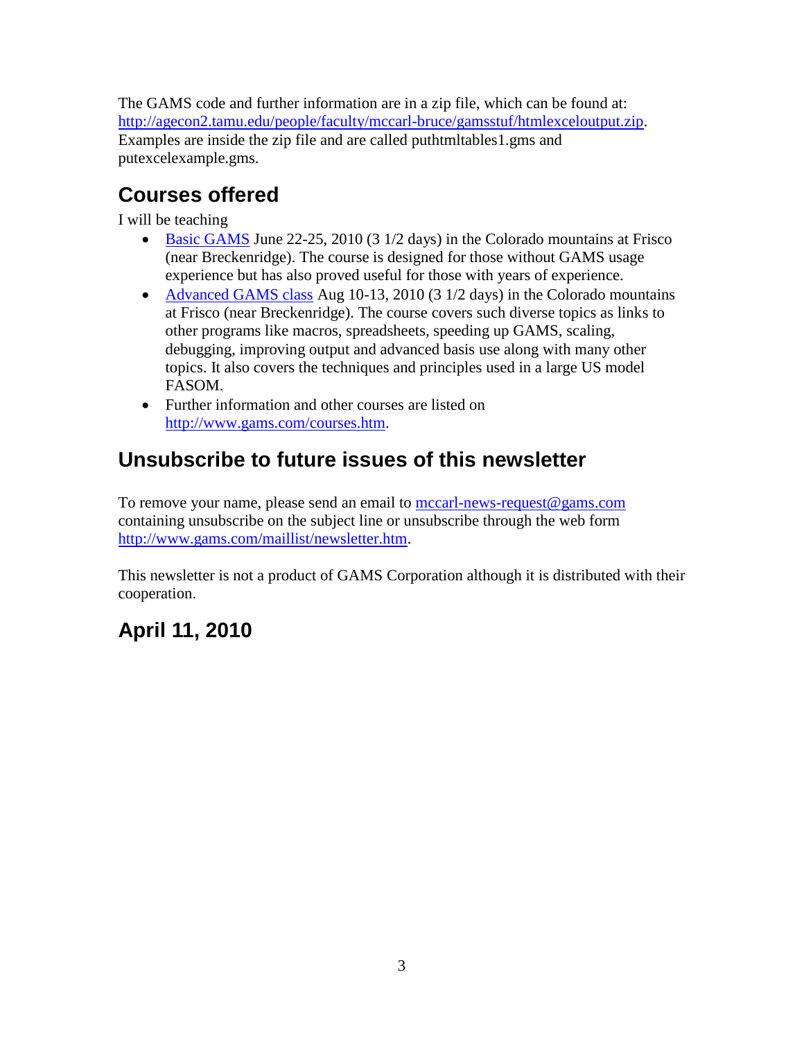The GAMS code and further information are in a zip file, which can be found at: [http://agecon2.tamu.edu/people/faculty/mccarl-bruce/gamsstuf/htmlexceloutput.zip](http://agecon2.tamu.edu/people/faculty/mccarl-bruce/gamsstuf/htmlexceloutput.zip). Examples are inside the zip file and are called puthtmltables1.gms and putexcelexample.gms.

## Courses offered

I will be teaching

- Basic GAMS June 22-25, 2010 (3 1/2 days) in the Colorado mountains at Frisco (near Breckenridge). The course is designed for those without GAMS usage experience but has also proved useful for those with years of experience.
- Advanced GAMS class Aug 10-13, 2010 (3 1/2 days) in the Colorado mountains at Frisco (near Breckenridge). The course covers such diverse topics as links to other programs like macros, spreadsheets, speeding up GAMS, scaling, debugging, improving output and advanced basis use along with many other topics. It also covers the techniques and principles used in a large US model FASOM.
- Further information and other courses are listed on [http://www.gams.com/courses.htm](http://www.gams.com/courses.htm).

## Unsubscribe to future issues of this newsletter

To remove your name, please send an email to [mccarl-news-request@gams.com](mailto:mccarl-news-request@gams.com) containing unsubscribe on the subject line or unsubscribe through the web form [http://www.gams.com/maillist/newsletter.htm](http://www.gams.com/maillist/newsletter.htm).

This newsletter is not a product of GAMS Corporation although it is distributed with their cooperation.

## April 11, 2010